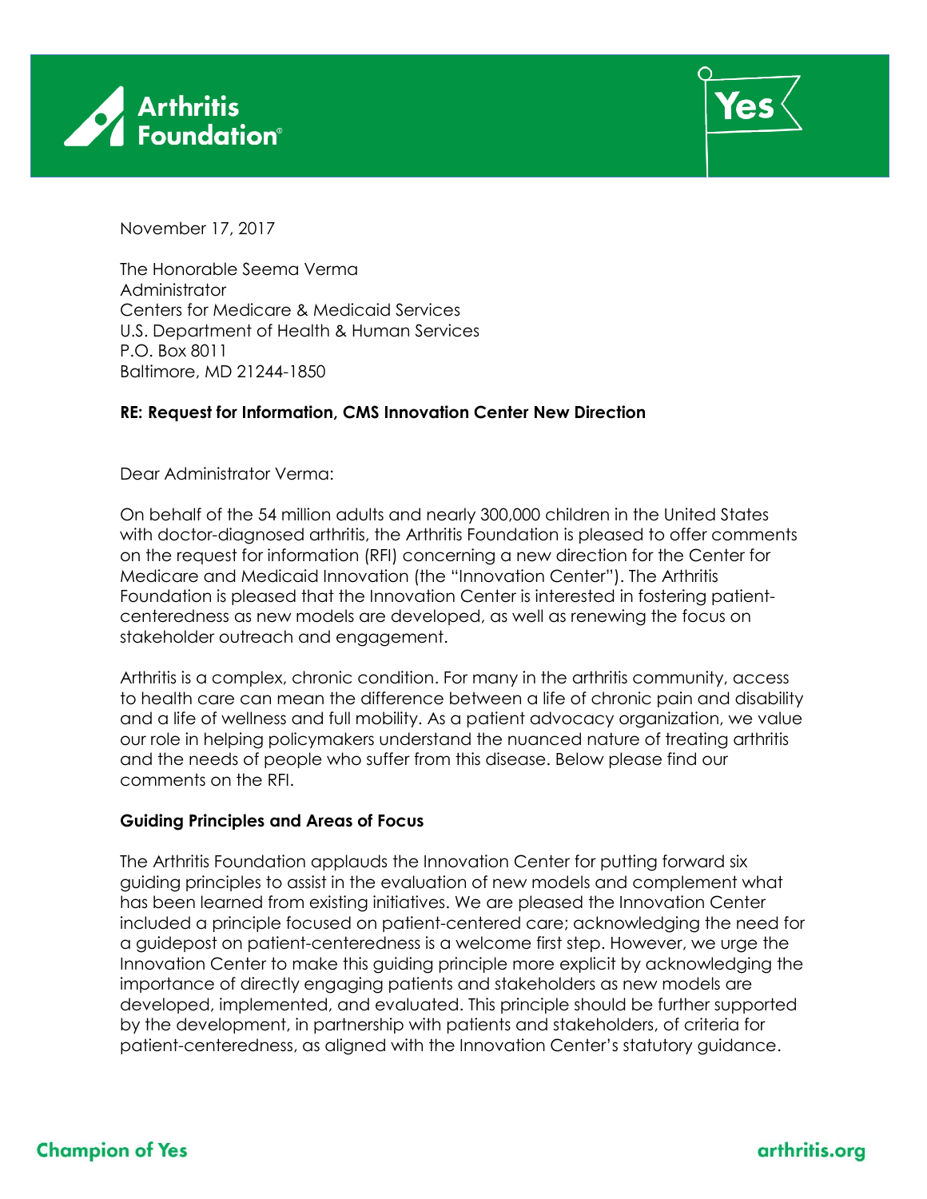November 17, 2017

The Honorable Seema Verma
Administrator
Centers for Medicare & Medicaid Services
U.S. Department of Health & Human Services
P.O. Box 8011
Baltimore, MD 21244-1850

**RE: Request for Information, CMS Innovation Center New Direction**

Dear Administrator Verma:

On behalf of the 54 million adults and nearly 300,000 children in the United States with doctor-diagnosed arthritis, the Arthritis Foundation is pleased to offer comments on the request for information (RFI) concerning a new direction for the Center for Medicare and Medicaid Innovation (the "Innovation Center"). The Arthritis Foundation is pleased that the Innovation Center is interested in fostering patient-centeredness as new models are developed, as well as renewing the focus on stakeholder outreach and engagement.

Arthritis is a complex, chronic condition. For many in the arthritis community, access to health care can mean the difference between a life of chronic pain and disability and a life of wellness and full mobility. As a patient advocacy organization, we value our role in helping policymakers understand the nuanced nature of treating arthritis and the needs of people who suffer from this disease. Below please find our comments on the RFI.

**Guiding Principles and Areas of Focus**

The Arthritis Foundation applauds the Innovation Center for putting forward six guiding principles to assist in the evaluation of new models and complement what has been learned from existing initiatives. We are pleased the Innovation Center included a principle focused on patient-centered care; acknowledging the need for a guidepost on patient-centeredness is a welcome first step. However, we urge the Innovation Center to make this guiding principle more explicit by acknowledging the importance of directly engaging patients and stakeholders as new models are developed, implemented, and evaluated. This principle should be further supported by the development, in partnership with patients and stakeholders, of criteria for patient-centeredness, as aligned with the Innovation Center's statutory guidance.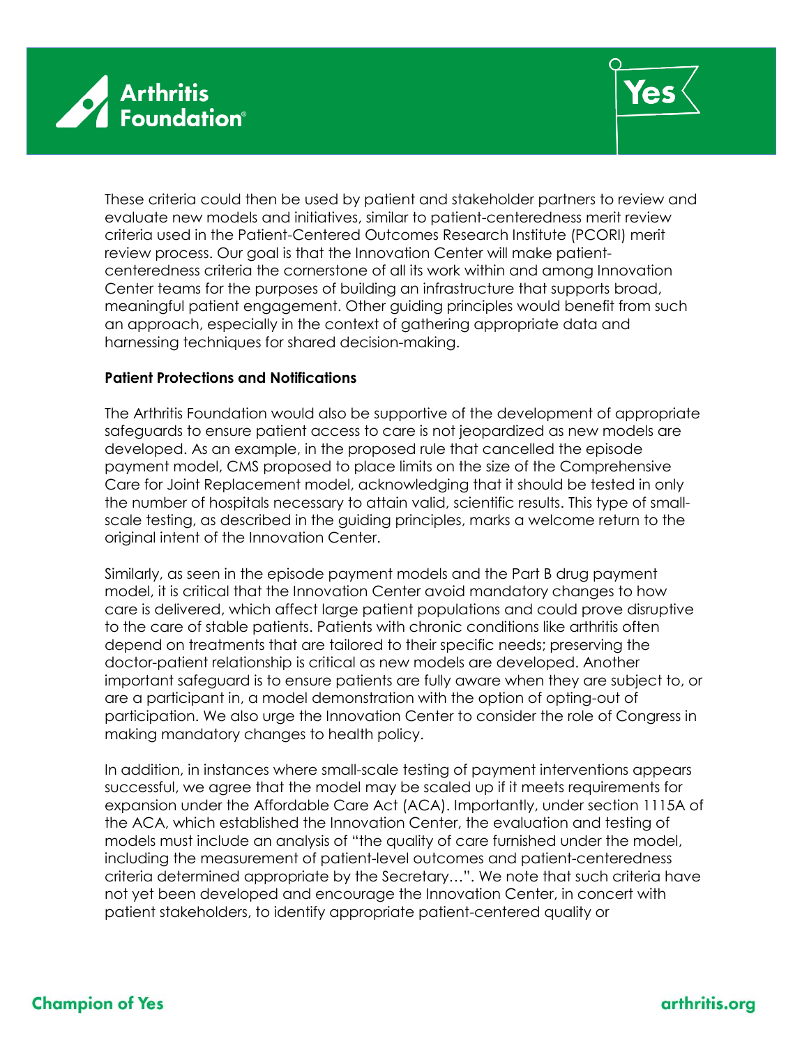These criteria could then be used by patient and stakeholder partners to review and evaluate new models and initiatives, similar to patient-centeredness merit review criteria used in the Patient-Centered Outcomes Research Institute (PCORI) merit review process. Our goal is that the Innovation Center will make patient-centeredness criteria the cornerstone of all its work within and among Innovation Center teams for the purposes of building an infrastructure that supports broad, meaningful patient engagement. Other guiding principles would benefit from such an approach, especially in the context of gathering appropriate data and harnessing techniques for shared decision-making.

**Patient Protections and Notifications**

The Arthritis Foundation would also be supportive of the development of appropriate safeguards to ensure patient access to care is not jeopardized as new models are developed. As an example, in the proposed rule that cancelled the episode payment model, CMS proposed to place limits on the size of the Comprehensive Care for Joint Replacement model, acknowledging that it should be tested in only the number of hospitals necessary to attain valid, scientific results. This type of small-scale testing, as described in the guiding principles, marks a welcome return to the original intent of the Innovation Center.

Similarly, as seen in the episode payment models and the Part B drug payment model, it is critical that the Innovation Center avoid mandatory changes to how care is delivered, which affect large patient populations and could prove disruptive to the care of stable patients. Patients with chronic conditions like arthritis often depend on treatments that are tailored to their specific needs; preserving the doctor-patient relationship is critical as new models are developed. Another important safeguard is to ensure patients are fully aware when they are subject to, or are a participant in, a model demonstration with the option of opting-out of participation. We also urge the Innovation Center to consider the role of Congress in making mandatory changes to health policy.

In addition, in instances where small-scale testing of payment interventions appears successful, we agree that the model may be scaled up if it meets requirements for expansion under the Affordable Care Act (ACA). Importantly, under section 1115A of the ACA, which established the Innovation Center, the evaluation and testing of models must include an analysis of "the quality of care furnished under the model, including the measurement of patient-level outcomes and patient-centeredness criteria determined appropriate by the Secretary…". We note that such criteria have not yet been developed and encourage the Innovation Center, in concert with patient stakeholders, to identify appropriate patient-centered quality or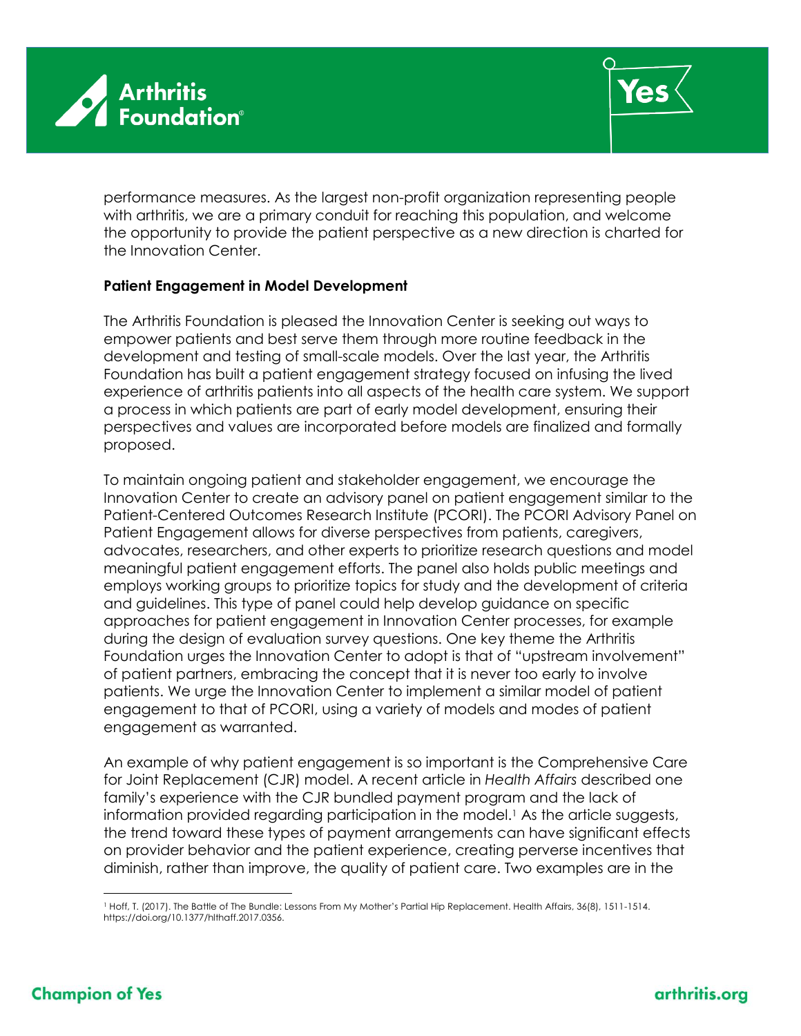performance measures. As the largest non-profit organization representing people with arthritis, we are a primary conduit for reaching this population, and welcome the opportunity to provide the patient perspective as a new direction is charted for the Innovation Center.

**Patient Engagement in Model Development**

The Arthritis Foundation is pleased the Innovation Center is seeking out ways to empower patients and best serve them through more routine feedback in the development and testing of small-scale models. Over the last year, the Arthritis Foundation has built a patient engagement strategy focused on infusing the lived experience of arthritis patients into all aspects of the health care system. We support a process in which patients are part of early model development, ensuring their perspectives and values are incorporated before models are finalized and formally proposed.

To maintain ongoing patient and stakeholder engagement, we encourage the Innovation Center to create an advisory panel on patient engagement similar to the Patient-Centered Outcomes Research Institute (PCORI). The PCORI Advisory Panel on Patient Engagement allows for diverse perspectives from patients, caregivers, advocates, researchers, and other experts to prioritize research questions and model meaningful patient engagement efforts. The panel also holds public meetings and employs working groups to prioritize topics for study and the development of criteria and guidelines. This type of panel could help develop guidance on specific approaches for patient engagement in Innovation Center processes, for example during the design of evaluation survey questions. One key theme the Arthritis Foundation urges the Innovation Center to adopt is that of "upstream involvement" of patient partners, embracing the concept that it is never too early to involve patients. We urge the Innovation Center to implement a similar model of patient engagement to that of PCORI, using a variety of models and modes of patient engagement as warranted.

An example of why patient engagement is so important is the Comprehensive Care for Joint Replacement (CJR) model. A recent article in *Health Affairs* described one family's experience with the CJR bundled payment program and the lack of information provided regarding participation in the model.[1] As the article suggests, the trend toward these types of payment arrangements can have significant effects on provider behavior and the patient experience, creating perverse incentives that diminish, rather than improve, the quality of patient care. Two examples are in the

---

[1] Hoff, T. (2017). The Battle of The Bundle: Lessons From My Mother's Partial Hip Replacement. Health Affairs, 36(8), 1511-1514. https://doi.org/10.1377/hlthaff.2017.0356.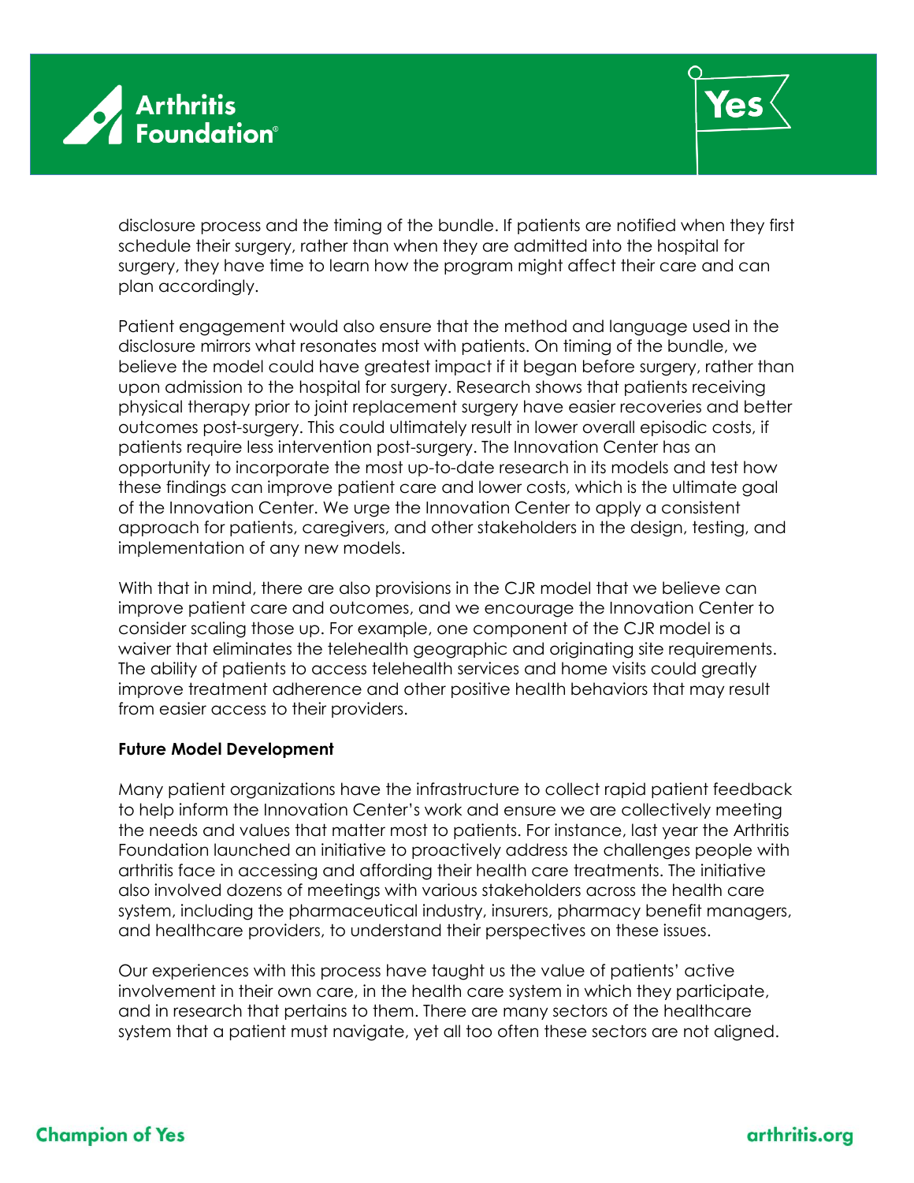disclosure process and the timing of the bundle. If patients are notified when they first schedule their surgery, rather than when they are admitted into the hospital for surgery, they have time to learn how the program might affect their care and can plan accordingly.

Patient engagement would also ensure that the method and language used in the disclosure mirrors what resonates most with patients. On timing of the bundle, we believe the model could have greatest impact if it began before surgery, rather than upon admission to the hospital for surgery. Research shows that patients receiving physical therapy prior to joint replacement surgery have easier recoveries and better outcomes post-surgery. This could ultimately result in lower overall episodic costs, if patients require less intervention post-surgery. The Innovation Center has an opportunity to incorporate the most up-to-date research in its models and test how these findings can improve patient care and lower costs, which is the ultimate goal of the Innovation Center. We urge the Innovation Center to apply a consistent approach for patients, caregivers, and other stakeholders in the design, testing, and implementation of any new models.

With that in mind, there are also provisions in the CJR model that we believe can improve patient care and outcomes, and we encourage the Innovation Center to consider scaling those up. For example, one component of the CJR model is a waiver that eliminates the telehealth geographic and originating site requirements. The ability of patients to access telehealth services and home visits could greatly improve treatment adherence and other positive health behaviors that may result from easier access to their providers.

**Future Model Development**

Many patient organizations have the infrastructure to collect rapid patient feedback to help inform the Innovation Center's work and ensure we are collectively meeting the needs and values that matter most to patients. For instance, last year the Arthritis Foundation launched an initiative to proactively address the challenges people with arthritis face in accessing and affording their health care treatments. The initiative also involved dozens of meetings with various stakeholders across the health care system, including the pharmaceutical industry, insurers, pharmacy benefit managers, and healthcare providers, to understand their perspectives on these issues.

Our experiences with this process have taught us the value of patients' active involvement in their own care, in the health care system in which they participate, and in research that pertains to them. There are many sectors of the healthcare system that a patient must navigate, yet all too often these sectors are not aligned.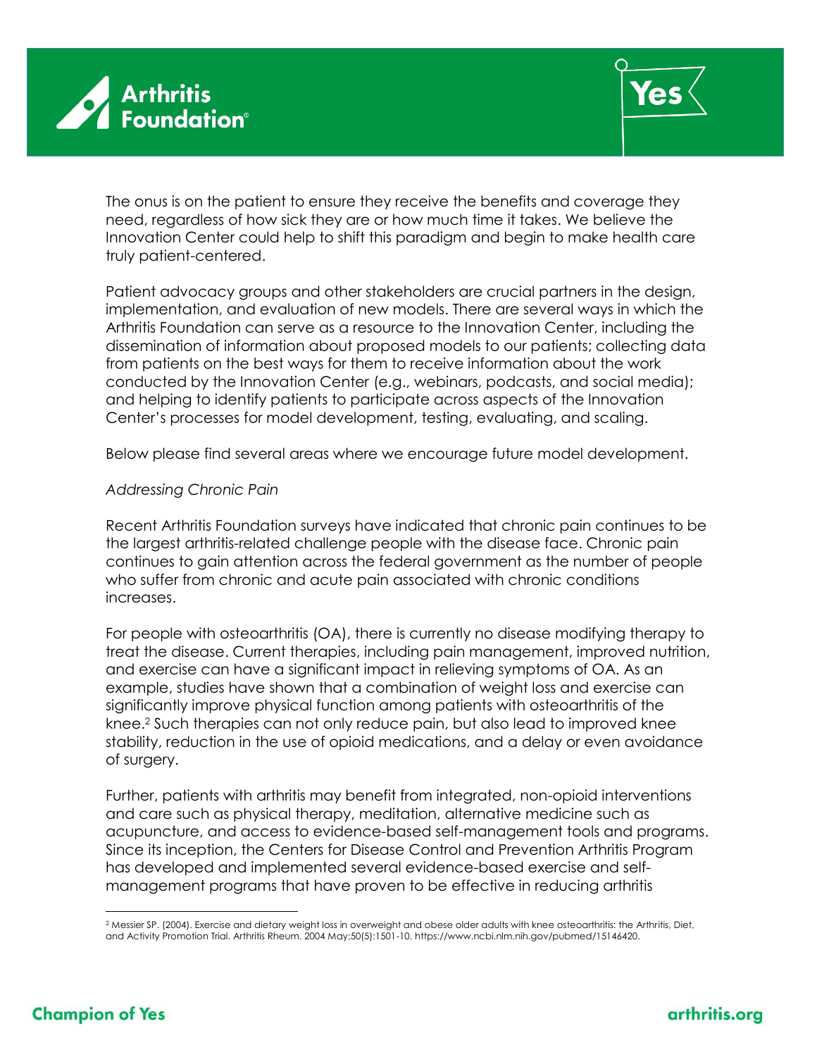The onus is on the patient to ensure they receive the benefits and coverage they need, regardless of how sick they are or how much time it takes. We believe the Innovation Center could help to shift this paradigm and begin to make health care truly patient-centered.

Patient advocacy groups and other stakeholders are crucial partners in the design, implementation, and evaluation of new models. There are several ways in which the Arthritis Foundation can serve as a resource to the Innovation Center, including the dissemination of information about proposed models to our patients; collecting data from patients on the best ways for them to receive information about the work conducted by the Innovation Center (e.g., webinars, podcasts, and social media); and helping to identify patients to participate across aspects of the Innovation Center's processes for model development, testing, evaluating, and scaling.

Below please find several areas where we encourage future model development.

*Addressing Chronic Pain*

Recent Arthritis Foundation surveys have indicated that chronic pain continues to be the largest arthritis-related challenge people with the disease face. Chronic pain continues to gain attention across the federal government as the number of people who suffer from chronic and acute pain associated with chronic conditions increases.

For people with osteoarthritis (OA), there is currently no disease modifying therapy to treat the disease. Current therapies, including pain management, improved nutrition, and exercise can have a significant impact in relieving symptoms of OA. As an example, studies have shown that a combination of weight loss and exercise can significantly improve physical function among patients with osteoarthritis of the knee.[2] Such therapies can not only reduce pain, but also lead to improved knee stability, reduction in the use of opioid medications, and a delay or even avoidance of surgery.

Further, patients with arthritis may benefit from integrated, non-opioid interventions and care such as physical therapy, meditation, alternative medicine such as acupuncture, and access to evidence-based self-management tools and programs. Since its inception, the Centers for Disease Control and Prevention Arthritis Program has developed and implemented several evidence-based exercise and self-management programs that have proven to be effective in reducing arthritis

---

[2] Messier SP. (2004). Exercise and dietary weight loss in overweight and obese older adults with knee osteoarthritis: the Arthritis, Diet, and Activity Promotion Trial. Arthritis Rheum. 2004 May;50(5):1501-10. https://www.ncbi.nlm.nih.gov/pubmed/15146420.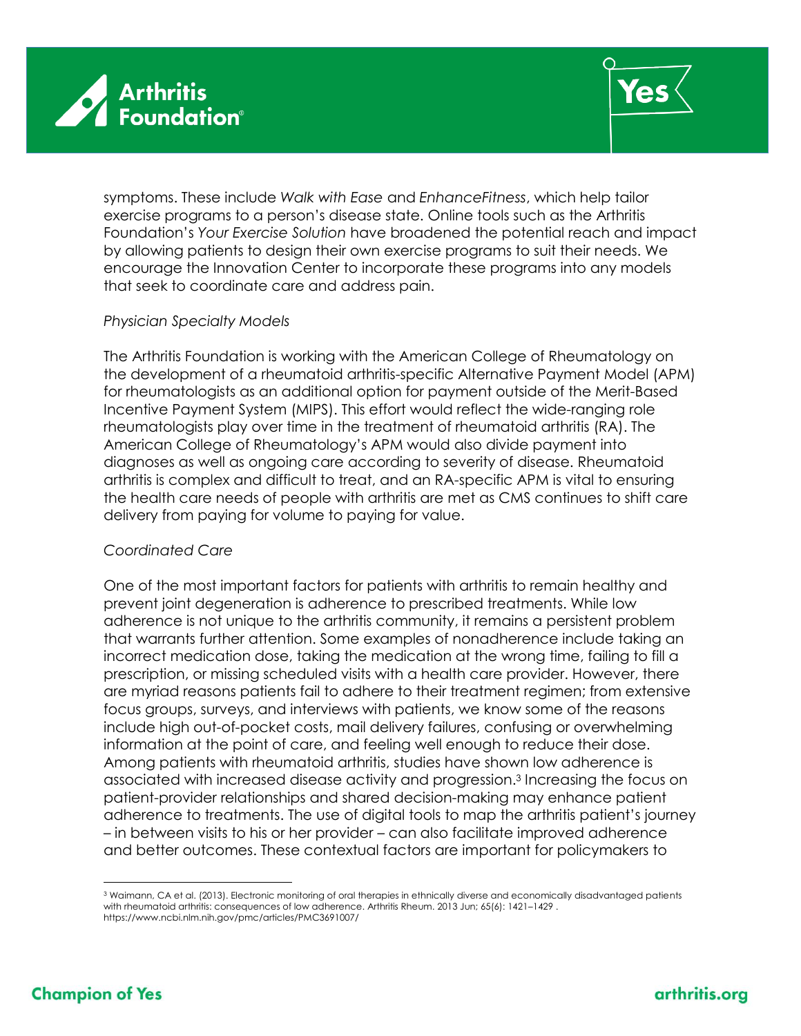symptoms. These include *Walk with Ease* and *EnhanceFitness*, which help tailor exercise programs to a person's disease state. Online tools such as the Arthritis Foundation's *Your Exercise Solution* have broadened the potential reach and impact by allowing patients to design their own exercise programs to suit their needs. We encourage the Innovation Center to incorporate these programs into any models that seek to coordinate care and address pain.

*Physician Specialty Models*

The Arthritis Foundation is working with the American College of Rheumatology on the development of a rheumatoid arthritis-specific Alternative Payment Model (APM) for rheumatologists as an additional option for payment outside of the Merit-Based Incentive Payment System (MIPS). This effort would reflect the wide-ranging role rheumatologists play over time in the treatment of rheumatoid arthritis (RA). The American College of Rheumatology's APM would also divide payment into diagnoses as well as ongoing care according to severity of disease. Rheumatoid arthritis is complex and difficult to treat, and an RA-specific APM is vital to ensuring the health care needs of people with arthritis are met as CMS continues to shift care delivery from paying for volume to paying for value.

*Coordinated Care*

One of the most important factors for patients with arthritis to remain healthy and prevent joint degeneration is adherence to prescribed treatments. While low adherence is not unique to the arthritis community, it remains a persistent problem that warrants further attention. Some examples of nonadherence include taking an incorrect medication dose, taking the medication at the wrong time, failing to fill a prescription, or missing scheduled visits with a health care provider. However, there are myriad reasons patients fail to adhere to their treatment regimen; from extensive focus groups, surveys, and interviews with patients, we know some of the reasons include high out-of-pocket costs, mail delivery failures, confusing or overwhelming information at the point of care, and feeling well enough to reduce their dose. Among patients with rheumatoid arthritis, studies have shown low adherence is associated with increased disease activity and progression.[3] Increasing the focus on patient-provider relationships and shared decision-making may enhance patient adherence to treatments. The use of digital tools to map the arthritis patient's journey – in between visits to his or her provider – can also facilitate improved adherence and better outcomes. These contextual factors are important for policymakers to

[3] Waimann, CA et al. (2013). Electronic monitoring of oral therapies in ethnically diverse and economically disadvantaged patients with rheumatoid arthritis: consequences of low adherence. Arthritis Rheum. 2013 Jun; 65(6): 1421–1429 . https://www.ncbi.nlm.nih.gov/pmc/articles/PMC3691007/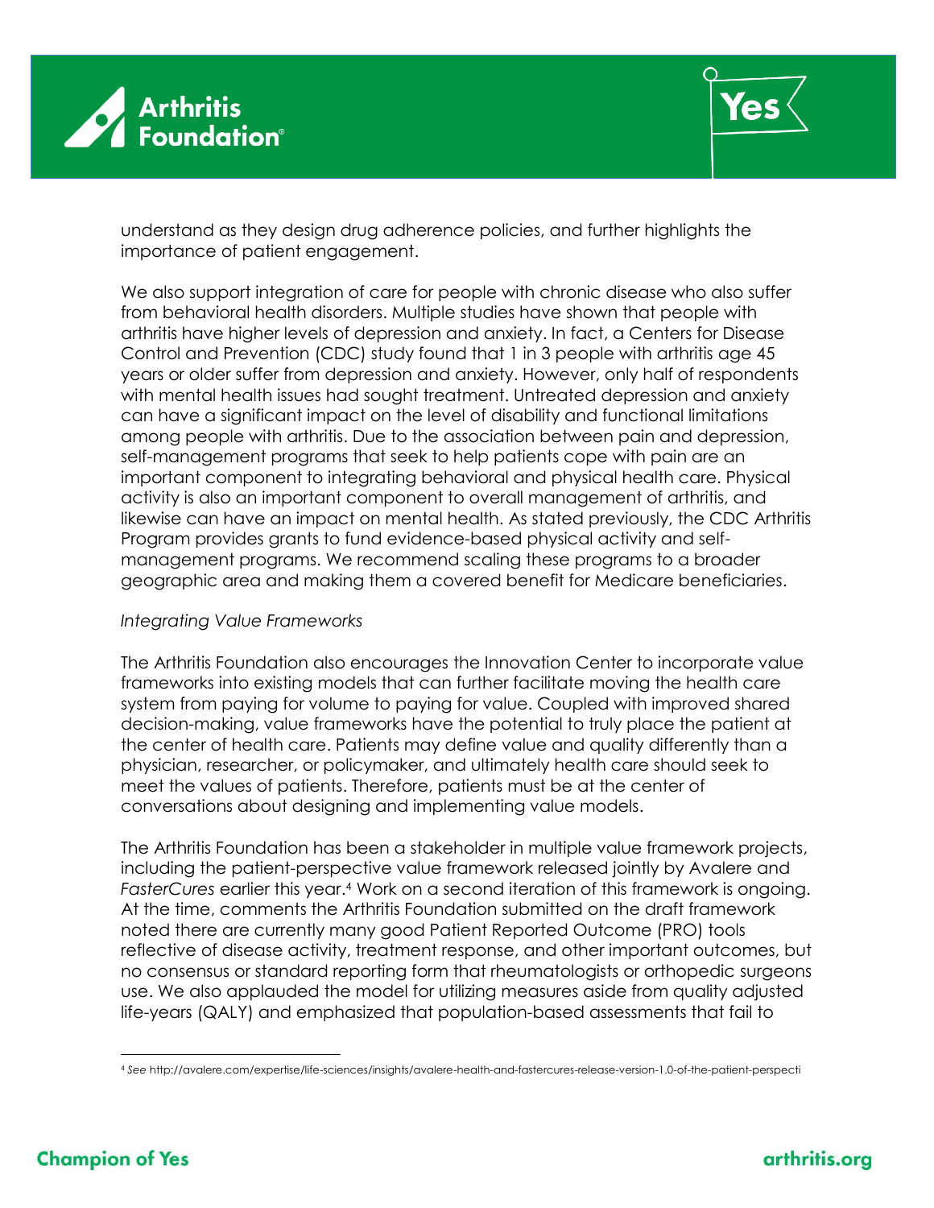understand as they design drug adherence policies, and further highlights the importance of patient engagement.

We also support integration of care for people with chronic disease who also suffer from behavioral health disorders. Multiple studies have shown that people with arthritis have higher levels of depression and anxiety. In fact, a Centers for Disease Control and Prevention (CDC) study found that 1 in 3 people with arthritis age 45 years or older suffer from depression and anxiety. However, only half of respondents with mental health issues had sought treatment. Untreated depression and anxiety can have a significant impact on the level of disability and functional limitations among people with arthritis. Due to the association between pain and depression, self-management programs that seek to help patients cope with pain are an important component to integrating behavioral and physical health care. Physical activity is also an important component to overall management of arthritis, and likewise can have an impact on mental health. As stated previously, the CDC Arthritis Program provides grants to fund evidence-based physical activity and self-management programs. We recommend scaling these programs to a broader geographic area and making them a covered benefit for Medicare beneficiaries.

*Integrating Value Frameworks*

The Arthritis Foundation also encourages the Innovation Center to incorporate value frameworks into existing models that can further facilitate moving the health care system from paying for volume to paying for value. Coupled with improved shared decision-making, value frameworks have the potential to truly place the patient at the center of health care. Patients may define value and quality differently than a physician, researcher, or policymaker, and ultimately health care should seek to meet the values of patients. Therefore, patients must be at the center of conversations about designing and implementing value models.

The Arthritis Foundation has been a stakeholder in multiple value framework projects, including the patient-perspective value framework released jointly by Avalere and *FasterCures* earlier this year.[4] Work on a second iteration of this framework is ongoing. At the time, comments the Arthritis Foundation submitted on the draft framework noted there are currently many good Patient Reported Outcome (PRO) tools reflective of disease activity, treatment response, and other important outcomes, but no consensus or standard reporting form that rheumatologists or orthopedic surgeons use. We also applauded the model for utilizing measures aside from quality adjusted life-years (QALY) and emphasized that population-based assessments that fail to

---

[4] *See* http://avalere.com/expertise/life-sciences/insights/avalere-health-and-fastercures-release-version-1.0-of-the-patient-perspecti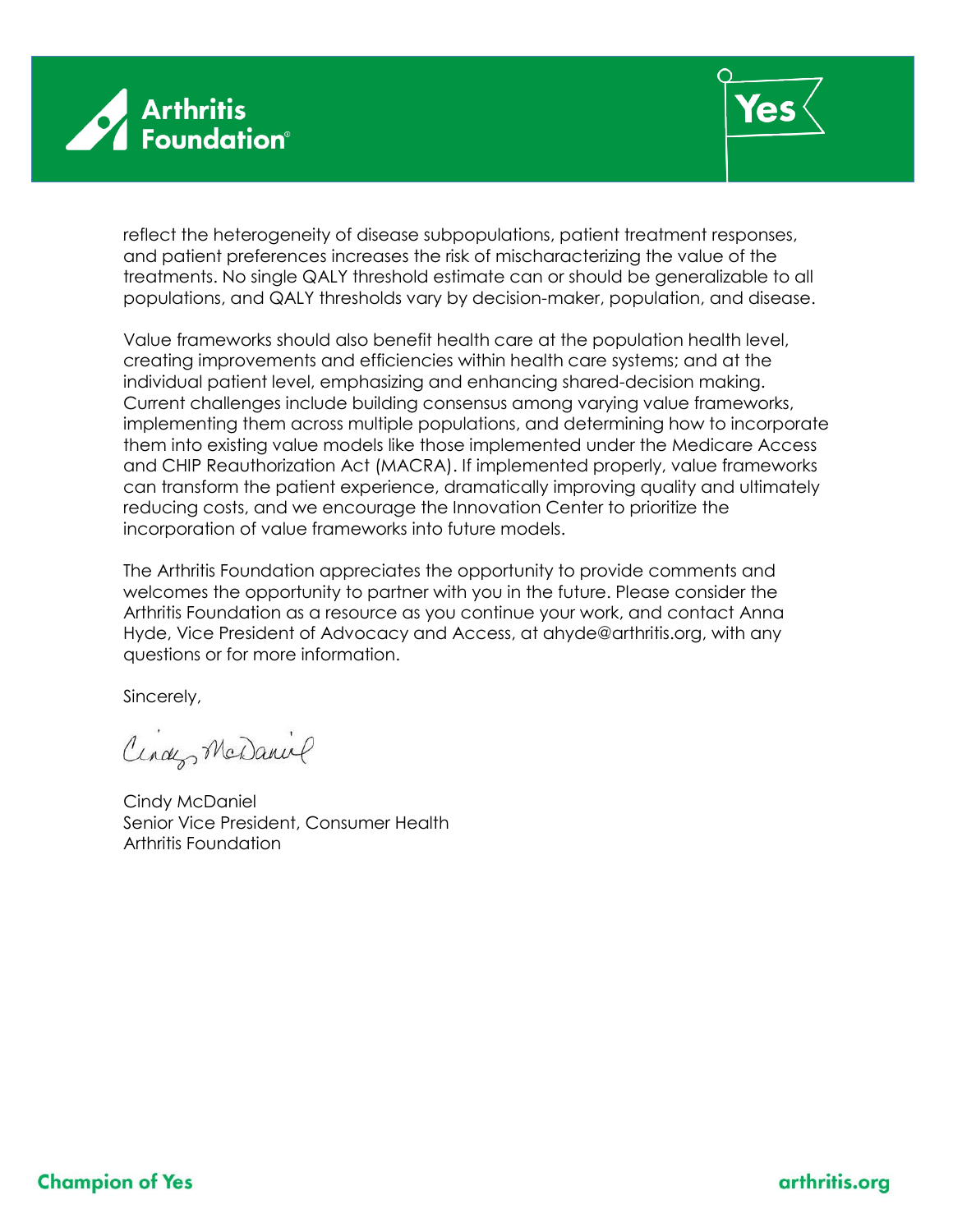reflect the heterogeneity of disease subpopulations, patient treatment responses, and patient preferences increases the risk of mischaracterizing the value of the treatments. No single QALY threshold estimate can or should be generalizable to all populations, and QALY thresholds vary by decision-maker, population, and disease.

Value frameworks should also benefit health care at the population health level, creating improvements and efficiencies within health care systems; and at the individual patient level, emphasizing and enhancing shared-decision making. Current challenges include building consensus among varying value frameworks, implementing them across multiple populations, and determining how to incorporate them into existing value models like those implemented under the Medicare Access and CHIP Reauthorization Act (MACRA). If implemented properly, value frameworks can transform the patient experience, dramatically improving quality and ultimately reducing costs, and we encourage the Innovation Center to prioritize the incorporation of value frameworks into future models.

The Arthritis Foundation appreciates the opportunity to provide comments and welcomes the opportunity to partner with you in the future. Please consider the Arthritis Foundation as a resource as you continue your work, and contact Anna Hyde, Vice President of Advocacy and Access, at ahyde@arthritis.org, with any questions or for more information.

Sincerely,

Cindy McDaniel

Cindy McDaniel  
Senior Vice President, Consumer Health  
Arthritis Foundation